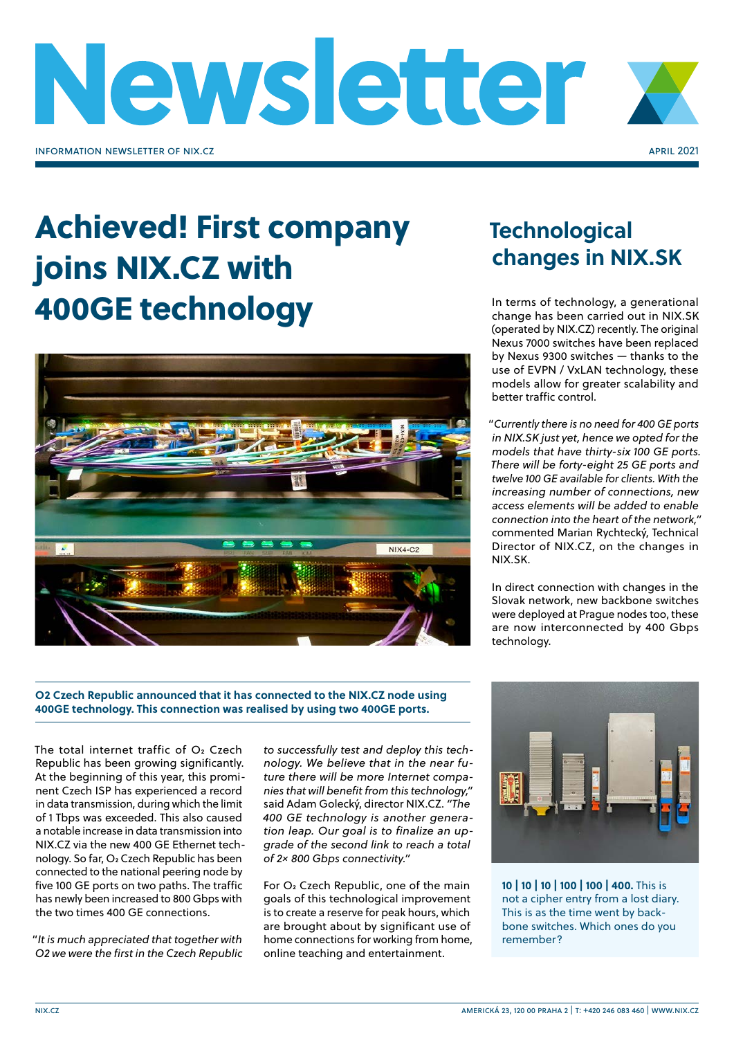# Newsletter

INFORMATION NEWSLETTER OF NIX.CZ

APRIL 2021

## Achieved! First company joins NIX.CZ with 400GE technology

**O2 Czech Republic announced that it has connected to the NIX.CZ node using 400GE technology. This connection was realised by using two 400GE ports.**

The total internet traffic of $O_2$ Czech Republic has been growing significantly. At the beginning of this year, this prominent Czech ISP has experienced a record in data transmission, during which the limit of 1 Tbps was exceeded. This also caused a notable increase in data transmission into NIX.CZ via the new 400 GE Ethernet technology. So far, $O_2$ Czech Republic has been connected to the national peering node by five 100 GE ports on two paths. The traffic has newly been increased to 800 Gbps with the two times 400 GE connections.

"*It is much appreciated that together with O2 we were the first in the Czech Republic to successfully test and deploy this technology. We believe that in the near future there will be more Internet companies that will benefit from this technology,*" said Adam Golecký, director NIX.CZ. "*The 400 GE technology is another generation leap. Our goal is to finalize an upgrade of the second link to reach a total of 2× 800 Gbps connectivity.*"

For $O_2$ Czech Republic, one of the main goals of this technological improvement is to create a reserve for peak hours, which are brought about by significant use of home connections for working from home, online teaching and entertainment.

## Technological changes in NIX.SK

In terms of technology, a generational change has been carried out in NIX.SK (operated by NIX.CZ) recently. The original Nexus 7000 switches have been replaced by Nexus 9300 switches — thanks to the use of EVPN / VxLAN technology, these models allow for greater scalability and better traffic control.

"*Currently there is no need for 400 GE ports in NIX.SK just yet, hence we opted for the models that have thirty-six 100 GE ports. There will be forty-eight 25 GE ports and twelve 100 GE available for clients. With the increasing number of connections, new access elements will be added to enable connection into the heart of the network,*" commented Marian Rychtecký, Technical Director of NIX.CZ, on the changes in NIX.SK.

In direct connection with changes in the Slovak network, new backbone switches were deployed at Prague nodes too, these are now interconnected by 400 Gbps technology.

**10 | 10 | 10 | 100 | 100 | 400.** This is not a cipher entry from a lost diary. This is as the time went by backbone switches. Which ones do you remember?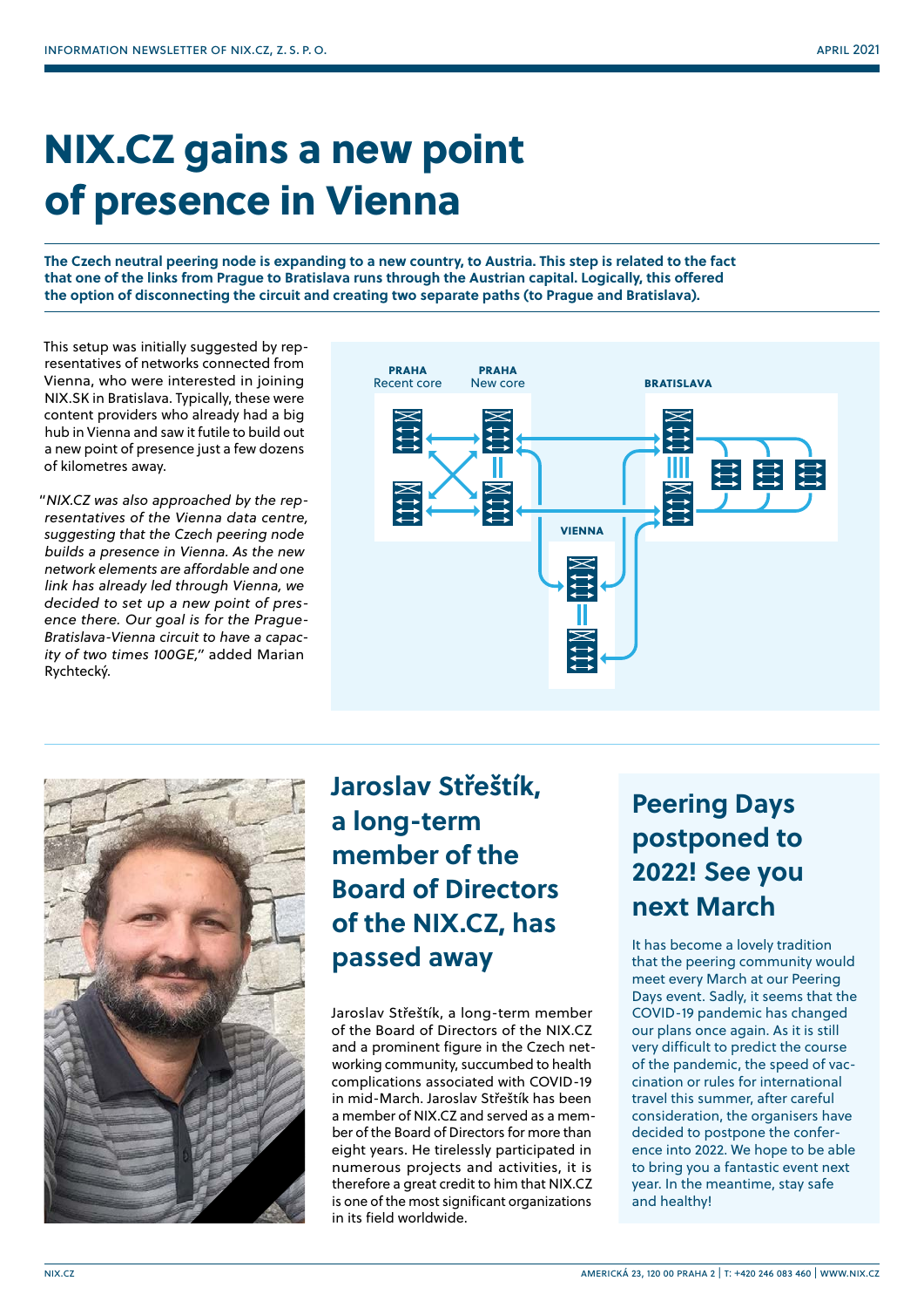# NIX.CZ gains a new point of presence in Vienna

**The Czech neutral peering node is expanding to a new country, to Austria. This step is related to the fact that one of the links from Prague to Bratislava runs through the Austrian capital. Logically, this offered the option of disconnecting the circuit and creating two separate paths (to Prague and Bratislava).**

This setup was initially suggested by representatives of networks connected from Vienna, who were interested in joining NIX.SK in Bratislava. Typically, these were content providers who already had a big hub in Vienna and saw it futile to build out a new point of presence just a few dozens of kilometres away.

"*NIX.CZ was also approached by the representatives of the Vienna data centre, suggesting that the Czech peering node builds a presence in Vienna. As the new network elements are affordable and one link has already led through Vienna, we decided to set up a new point of presence there. Our goal is for the Prague-Bratislava-Vienna circuit to have a capacity of two times 100GE,*" added Marian Rychtecký.

PRAHA
Recent core

PRAHA
New core

BRATISLAVA

VIENNA

## Jaroslav Střeštík, a long-term member of the Board of Directors of the NIX.CZ, has passed away

Jaroslav Střeštík, a long-term member of the Board of Directors of the NIX.CZ and a prominent figure in the Czech networking community, succumbed to health complications associated with COVID-19 in mid-March. Jaroslav Střeštík has been a member of NIX.CZ and served as a member of the Board of Directors for more than eight years. He tirelessly participated in numerous projects and activities, it is therefore a great credit to him that NIX.CZ is one of the most significant organizations in its field worldwide.

## Peering Days postponed to 2022! See you next March

It has become a lovely tradition that the peering community would meet every March at our Peering Days event. Sadly, it seems that the COVID-19 pandemic has changed our plans once again. As it is still very difficult to predict the course of the pandemic, the speed of vaccination or rules for international travel this summer, after careful consideration, the organisers have decided to postpone the conference into 2022. We hope to be able to bring you a fantastic event next year. In the meantime, stay safe and healthy!